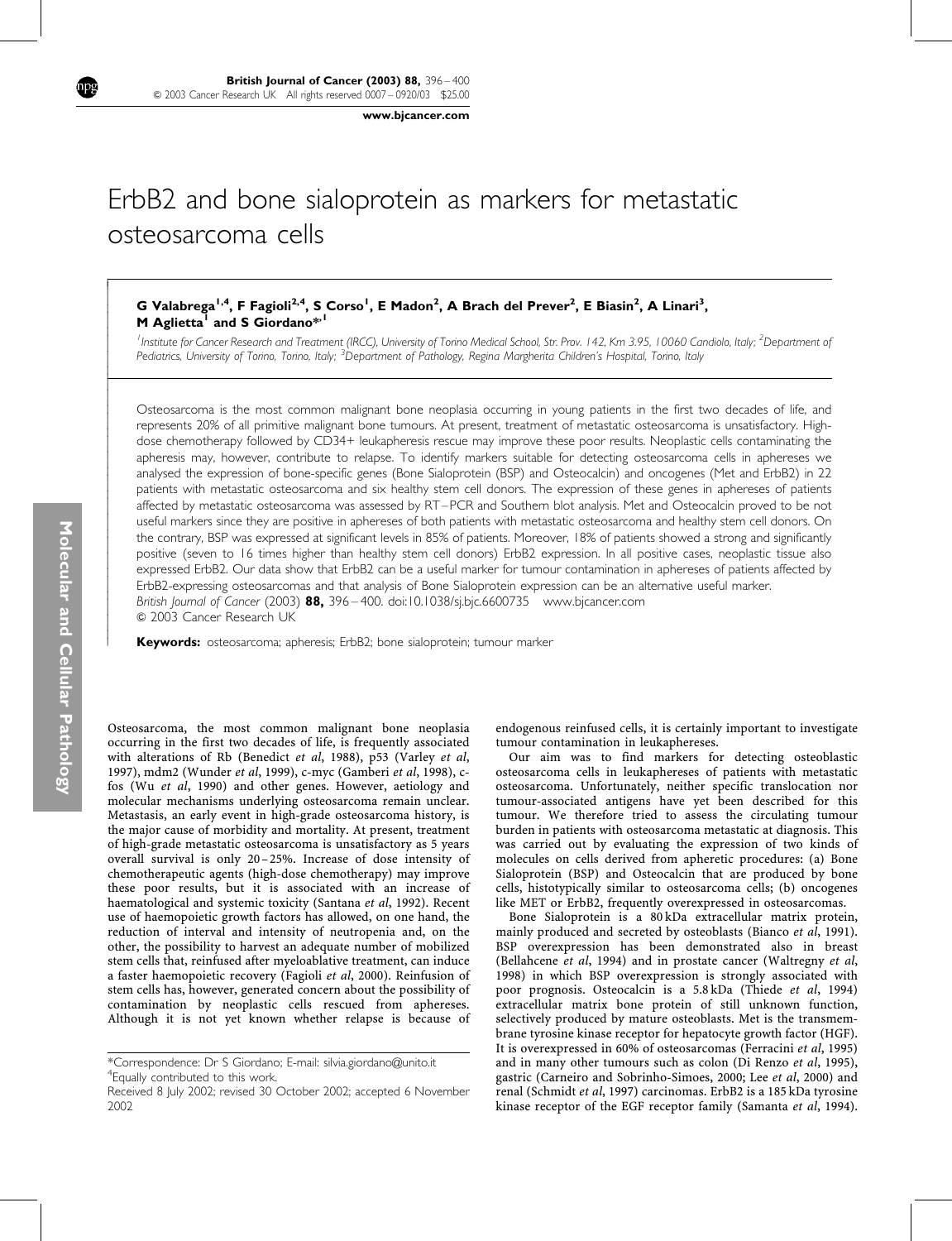# ErbB2 and bone sialoprotein as markers for metastatic osteosarcoma cells

**G Valabrega[1,4], F Fagioli[2,4], S Corso[1], E Madon[2], A Brach del Prever[2], E Biasin[2], A Linari[3], M Aglietta[1] and S Giordano*[,1]**

[1]Institute for Cancer Research and Treatment (IRCC), University of Torino Medical School, Str. Prov. 142, Km 3.95, 10060 Candiolo, Italy; [2]Department of Pediatrics, University of Torino, Torino, Italy; [3]Department of Pathology, Regina Margherita Children's Hospital, Torino, Italy

Osteosarcoma is the most common malignant bone neoplasia occurring in young patients in the first two decades of life, and represents 20% of all primitive malignant bone tumours. At present, treatment of metastatic osteosarcoma is unsatisfactory. High-dose chemotherapy followed by CD34+ leukapheresis rescue may improve these poor results. Neoplastic cells contaminating the apheresis may, however, contribute to relapse. To identify markers suitable for detecting osteosarcoma cells in aphereses we analysed the expression of bone-specific genes (Bone Sialoprotein (BSP) and Osteocalcin) and oncogenes (Met and ErbB2) in 22 patients with metastatic osteosarcoma and six healthy stem cell donors. The expression of these genes in aphereses of patients affected by metastatic osteosarcoma was assessed by RT–PCR and Southern blot analysis. Met and Osteocalcin proved to be not useful markers since they are positive in aphereses of both patients with metastatic osteosarcoma and healthy stem cell donors. On the contrary, BSP was expressed at significant levels in 85% of patients. Moreover, 18% of patients showed a strong and significantly positive (seven to 16 times higher than healthy stem cell donors) ErbB2 expression. In all positive cases, neoplastic tissue also expressed ErbB2. Our data show that ErbB2 can be a useful marker for tumour contamination in aphereses of patients affected by ErbB2-expressing osteosarcomas and that analysis of Bone Sialoprotein expression can be an alternative useful marker.
*British Journal of Cancer* (2003) **88,** 396–400. doi:10.1038/sj.bjc.6600735 www.bjcancer.com
© 2003 Cancer Research UK

**Keywords:** osteosarcoma; apheresis; ErbB2; bone sialoprotein; tumour marker

Osteosarcoma, the most common malignant bone neoplasia occurring in the first two decades of life, is frequently associated with alterations of Rb (Benedict *et al*, 1988), p53 (Varley *et al*, 1997), mdm2 (Wunder *et al*, 1999), c-myc (Gamberi *et al*, 1998), c-fos (Wu *et al*, 1990) and other genes. However, aetiology and molecular mechanisms underlying osteosarcoma remain unclear. Metastasis, an early event in high-grade osteosarcoma history, is the major cause of morbidity and mortality. At present, treatment of high-grade metastatic osteosarcoma is unsatisfactory as 5 years overall survival is only 20–25%. Increase of dose intensity of chemotherapeutic agents (high-dose chemotherapy) may improve these poor results, but it is associated with an increase of haematological and systemic toxicity (Santana *et al*, 1992). Recent use of haemopoietic growth factors has allowed, on one hand, the reduction of interval and intensity of neutropenia and, on the other, the possibility to harvest an adequate number of mobilized stem cells that, reinfused after myeloablative treatment, can induce a faster haemopoietic recovery (Fagioli *et al*, 2000). Reinfusion of stem cells has, however, generated concern about the possibility of contamination by neoplastic cells rescued from aphereses. Although it is not yet known whether relapse is because of endogenous reinfused cells, it is certainly important to investigate tumour contamination in leukaphereses.

Our aim was to find markers for detecting osteoblastic osteosarcoma cells in leukaphereses of patients with metastatic osteosarcoma. Unfortunately, neither specific translocation nor tumour-associated antigens have yet been described for this tumour. We therefore tried to assess the circulating tumour burden in patients with osteosarcoma metastatic at diagnosis. This was carried out by evaluating the expression of two kinds of molecules on cells derived from apheretic procedures: (a) Bone Sialoprotein (BSP) and Osteocalcin that are produced by bone cells, histotypically similar to osteosarcoma cells; (b) oncogenes like MET or ErbB2, frequently overexpressed in osteosarcomas.

Bone Sialoprotein is a 80 kDa extracellular matrix protein, mainly produced and secreted by osteoblasts (Bianco *et al*, 1991). BSP overexpression has been demonstrated also in breast (Bellahcene *et al*, 1994) and in prostate cancer (Waltregny *et al*, 1998) in which BSP overexpression is strongly associated with poor prognosis. Osteocalcin is a 5.8 kDa (Thiede *et al*, 1994) extracellular matrix bone protein of still unknown function, selectively produced by mature osteoblasts. Met is the transmembrane tyrosine kinase receptor for hepatocyte growth factor (HGF). It is overexpressed in 60% of osteosarcomas (Ferracini *et al*, 1995) and in many other tumours such as colon (Di Renzo *et al*, 1995), gastric (Carneiro and Sobrinho-Simoes, 2000; Lee *et al*, 2000) and renal (Schmidt *et al*, 1997) carcinomas. ErbB2 is a 185 kDa tyrosine kinase receptor of the EGF receptor family (Samanta *et al*, 1994).

*Correspondence: Dr S Giordano; E-mail: silvia.giordano@unito.it
[4]Equally contributed to this work.
Received 8 July 2002; revised 30 October 2002; accepted 6 November 2002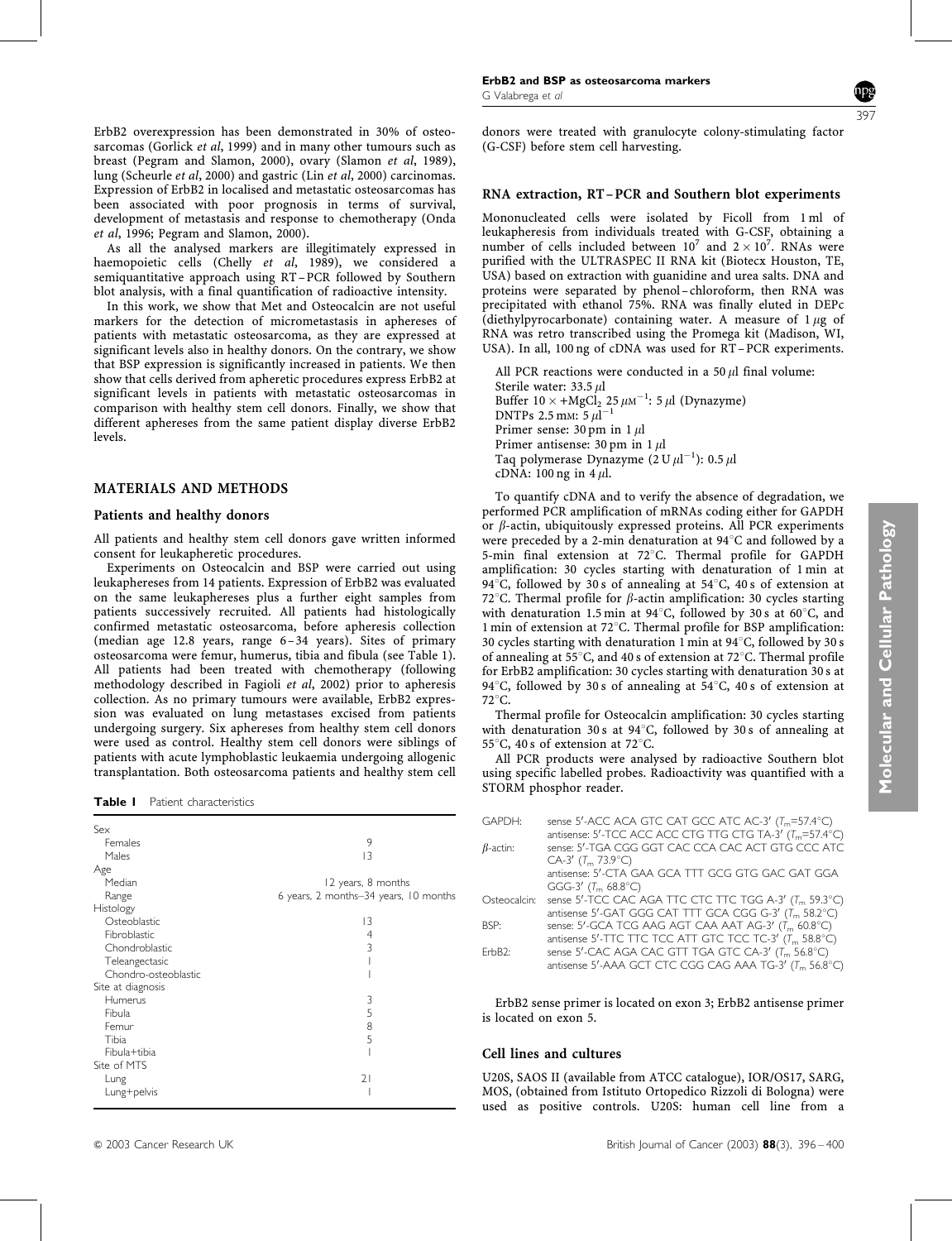ErbB2 overexpression has been demonstrated in 30% of osteosarcomas (Gorlick *et al*, 1999) and in many other tumours such as breast (Pegram and Slamon, 2000), ovary (Slamon *et al*, 1989), lung (Scheurle *et al*, 2000) and gastric (Lin *et al*, 2000) carcinomas. Expression of ErbB2 in localised and metastatic osteosarcomas has been associated with poor prognosis in terms of survival, development of metastasis and response to chemotherapy (Onda *et al*, 1996; Pegram and Slamon, 2000).

As all the analysed markers are illegitimately expressed in haemopoietic cells (Chelly *et al*, 1989), we considered a semiquantitative approach using RT–PCR followed by Southern blot analysis, with a final quantification of radioactive intensity.

In this work, we show that Met and Osteocalcin are not useful markers for the detection of micrometastasis in aphereses of patients with metastatic osteosarcoma, as they are expressed at significant levels also in healthy donors. On the contrary, we show that BSP expression is significantly increased in patients. We then show that cells derived from apheretic procedures express ErbB2 at significant levels in patients with metastatic osteosarcomas in comparison with healthy stem cell donors. Finally, we show that different aphereses from the same patient display diverse ErbB2 levels.

## MATERIALS AND METHODS

### Patients and healthy donors

All patients and healthy stem cell donors gave written informed consent for leukapheretic procedures.

Experiments on Osteocalcin and BSP were carried out using leukaphereses from 14 patients. Expression of ErbB2 was evaluated on the same leukaphereses plus a further eight samples from patients successively recruited. All patients had histologically confirmed metastatic osteosarcoma, before apheresis collection (median age 12.8 years, range 6–34 years). Sites of primary osteosarcoma were femur, humerus, tibia and fibula (see Table 1). All patients had been treated with chemotherapy (following methodology described in Fagioli *et al*, 2002) prior to apheresis collection. As no primary tumours were available, ErbB2 expression was evaluated on lung metastases excised from patients undergoing surgery. Six aphereses from healthy stem cell donors were used as control. Healthy stem cell donors were siblings of patients with acute lymphoblastic leukaemia undergoing allogenic transplantation. Both osteosarcoma patients and healthy stem cell donors were treated with granulocyte colony-stimulating factor (G-CSF) before stem cell harvesting.

**Table 1** Patient characteristics

| | |
|---|---|
| Sex | |
| Females | 9 |
| Males | 13 |
| Age | |
| Median | 12 years, 8 months |
| Range | 6 years, 2 months–34 years, 10 months |
| Histology | |
| Osteoblastic | 13 |
| Fibroblastic | 4 |
| Chondroblastic | 3 |
| Teleangectasic | 1 |
| Chondro-osteoblastic | 1 |
| Site at diagnosis | |
| Humerus | 3 |
| Fibula | 5 |
| Femur | 8 |
| Tibia | 5 |
| Fibula+tibia | 1 |
| Site of MTS | |
| Lung | 21 |
| Lung+pelvis | 1 |

### RNA extraction, RT–PCR and Southern blot experiments

Mononucleated cells were isolated by Ficoll from 1 ml of leukapheresis from individuals treated with G-CSF, obtaining a number of cells included between $10^7$ and $2 \times 10^7$. RNAs were purified with the ULTRASPEC II RNA kit (Biotecx Houston, TE, USA) based on extraction with guanidine and urea salts. DNA and proteins were separated by phenol–chloroform, then RNA was precipitated with ethanol 75%. RNA was finally eluted in DEPc (diethylpyrocarbonate) containing water. A measure of 1 $\mu$g of RNA was retro transcribed using the Promega kit (Madison, WI, USA). In all, 100 ng of cDNA was used for RT–PCR experiments.

All PCR reactions were conducted in a 50 $\mu$l final volume:
Sterile water: 33.5 $\mu$l
Buffer $10\times$ +$MgCl_2$ 25 $\mu M^{-1}$: 5 $\mu$l (Dynazyme)
DNTPs 2.5 mM: 5 $\mu l^{-1}$
Primer sense: 30 pm in 1 $\mu$l
Primer antisense: 30 pm in 1 $\mu$l
Taq polymerase Dynazyme (2 U $\mu l^{-1}$): 0.5 $\mu$l
cDNA: 100 ng in 4 $\mu$l.

To quantify cDNA and to verify the absence of degradation, we performed PCR amplification of mRNAs coding either for GAPDH or $\beta$-actin, ubiquitously expressed proteins. All PCR experiments were preceded by a 2-min denaturation at 94°C and followed by a 5-min final extension at 72°C. Thermal profile for GAPDH amplification: 30 cycles starting with denaturation of 1 min at 94°C, followed by 30 s of annealing at 54°C, 40 s of extension at 72°C. Thermal profile for $\beta$-actin amplification: 30 cycles starting with denaturation 1.5 min at 94°C, followed by 30 s at 60°C, and 1 min of extension at 72°C. Thermal profile for BSP amplification: 30 cycles starting with denaturation 1 min at 94°C, followed by 30 s of annealing at 55°C, and 40 s of extension at 72°C. Thermal profile for ErbB2 amplification: 30 cycles starting with denaturation 30 s at 94°C, followed by 30 s of annealing at 54°C, 40 s of extension at 72°C.

Thermal profile for Osteocalcin amplification: 30 cycles starting with denaturation 30 s at 94°C, followed by 30 s of annealing at 55°C, 40 s of extension at 72°C.

All PCR products were analysed by radioactive Southern blot using specific labelled probes. Radioactivity was quantified with a STORM phosphor reader.

| | |
|---|---|
| GAPDH: | sense 5′-ACC ACA GTC CAT GCC ATC AC-3′ ($T_m$=57.4°C) antisense: 5′-TCC ACC ACC CTG TTG CTG TA-3′ ($T_m$=57.4°C) |
| $\beta$-actin: | sense: 5′-TGA CGG GGT CAC CCA CAC ACT GTG CCC ATC CA-3′ ($T_m$ 73.9°C) antisense: 5′-CTA GAA GCA TTT GCG GTG GAC GAT GGA GGG-3′ ($T_m$ 68.8°C) |
| Osteocalcin: | sense 5′-TCC CAC AGA TTC CTC TTC TGG A-3′ ($T_m$ 59.3°C) antisense 5′-GAT GGG CAT TTT GCA CGG G-3′ ($T_m$ 58.2°C) |
| BSP: | sense: 5′-GCA TCG AAG AGT CAA AAT AG-3′ ($T_m$ 60.8°C) antisense 5′-TTC TTC TCC ATT GTC TCC TC-3′ ($T_m$ 58.8°C) |
| ErbB2: | sense 5′-CAC AGA CAC GTT TGA GTC CA-3′ ($T_m$ 56.8°C) antisense 5′-AAA GCT CTC CGG CAG AAA TG-3′ ($T_m$ 56.8°C) |

ErbB2 sense primer is located on exon 3; ErbB2 antisense primer is located on exon 5.

### Cell lines and cultures

U20S, SAOS II (available from ATCC catalogue), IOR/OS17, SARG, MOS, (obtained from Istituto Ortopedico Rizzoli di Bologna) were used as positive controls. U20S: human cell line from a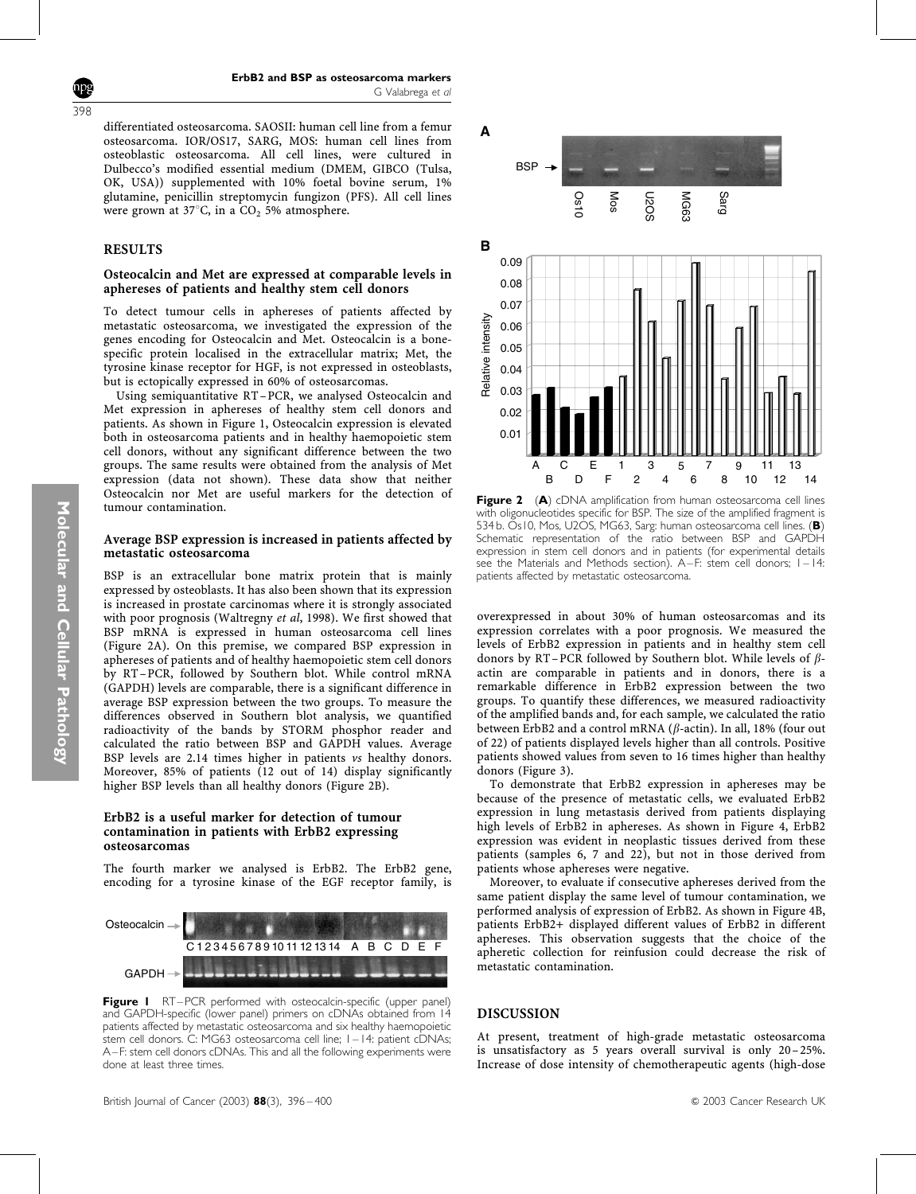differentiated osteosarcoma. SAOSII: human cell line from a femur osteosarcoma. IOR/OS17, SARG, MOS: human cell lines from osteoblastic osteosarcoma. All cell lines, were cultured in Dulbecco's modified essential medium (DMEM, GIBCO (Tulsa, OK, USA)) supplemented with 10% foetal bovine serum, 1% glutamine, penicillin streptomycin fungizon (PFS). All cell lines were grown at 37°C, in a $CO_2$ 5% atmosphere.

## RESULTS

### Osteocalcin and Met are expressed at comparable levels in aphereses of patients and healthy stem cell donors

To detect tumour cells in aphereses of patients affected by metastatic osteosarcoma, we investigated the expression of the genes encoding for Osteocalcin and Met. Osteocalcin is a bone-specific protein localised in the extracellular matrix; Met, the tyrosine kinase receptor for HGF, is not expressed in osteoblasts, but is ectopically expressed in 60% of osteosarcomas.

Using semiquantitative RT–PCR, we analysed Osteocalcin and Met expression in aphereses of healthy stem cell donors and patients. As shown in Figure 1, Osteocalcin expression is elevated both in osteosarcoma patients and in healthy haemopoietic stem cell donors, without any significant difference between the two groups. The same results were obtained from the analysis of Met expression (data not shown). These data show that neither Osteocalcin nor Met are useful markers for the detection of tumour contamination.

### Average BSP expression is increased in patients affected by metastatic osteosarcoma

BSP is an extracellular bone matrix protein that is mainly expressed by osteoblasts. It has also been shown that its expression is increased in prostate carcinomas where it is strongly associated with poor prognosis (Waltregny *et al*, 1998). We first showed that BSP mRNA is expressed in human osteosarcoma cell lines (Figure 2A). On this premise, we compared BSP expression in aphereses of patients and of healthy haemopoietic stem cell donors by RT–PCR, followed by Southern blot. While control mRNA (GAPDH) levels are comparable, there is a significant difference in average BSP expression between the two groups. To measure the differences observed in Southern blot analysis, we quantified radioactivity of the bands by STORM phosphor reader and calculated the ratio between BSP and GAPDH values. Average BSP levels are 2.14 times higher in patients *vs* healthy donors. Moreover, 85% of patients (12 out of 14) display significantly higher BSP levels than all healthy donors (Figure 2B).

### ErbB2 is a useful marker for detection of tumour contamination in patients with ErbB2 expressing osteosarcomas

The fourth marker we analysed is ErbB2. The ErbB2 gene, encoding for a tyrosine kinase of the EGF receptor family, is overexpressed in about 30% of human osteosarcomas and its expression correlates with a poor prognosis. We measured the levels of ErbB2 expression in patients and in healthy stem cell donors by RT–PCR followed by Southern blot. While levels of $\beta$-actin are comparable in patients and in donors, there is a remarkable difference in ErbB2 expression between the two groups. To quantify these differences, we measured radioactivity of the amplified bands and, for each sample, we calculated the ratio between ErbB2 and a control mRNA ($\beta$-actin). In all, 18% (four out of 22) of patients displayed levels higher than all controls. Positive patients showed values from seven to 16 times higher than healthy donors (Figure 3).

To demonstrate that ErbB2 expression in aphereses may be because of the presence of metastatic cells, we evaluated ErbB2 expression in lung metastasis derived from patients displaying high levels of ErbB2 in aphereses. As shown in Figure 4, ErbB2 expression was evident in neoplastic tissues derived from these patients (samples 6, 7 and 22), but not in those derived from patients whose aphereses were negative.

Moreover, to evaluate if consecutive aphereses derived from the same patient display the same level of tumour contamination, we performed analysis of expression of ErbB2. As shown in Figure 4B, patients ErbB2+ displayed different values of ErbB2 in different aphereses. This observation suggests that the choice of the apheretic collection for reinfusion could decrease the risk of metastatic contamination.

**Figure 1** RT–PCR performed with osteocalcin-specific (upper panel) and GAPDH-specific (lower panel) primers on cDNAs obtained from 14 patients affected by metastatic osteosarcoma and six healthy haemopoietic stem cell donors. C: MG63 osteosarcoma cell line; 1–14: patient cDNAs; A–F: stem cell donors cDNAs. This and all the following experiments were done at least three times.

**Figure 2** (**A**) cDNA amplification from human osteosarcoma cell lines with oligonucleotides specific for BSP. The size of the amplified fragment is 534 b. Os10, Mos, U2OS, MG63, Sarg: human osteosarcoma cell lines. (**B**) Schematic representation of the ratio between BSP and GAPDH expression in stem cell donors and in patients (for experimental details see the Materials and Methods section). A–F: stem cell donors; 1–14: patients affected by metastatic osteosarcoma.

## DISCUSSION

At present, treatment of high-grade metastatic osteosarcoma is unsatisfactory as 5 years overall survival is only 20–25%. Increase of dose intensity of chemotherapeutic agents (high-dose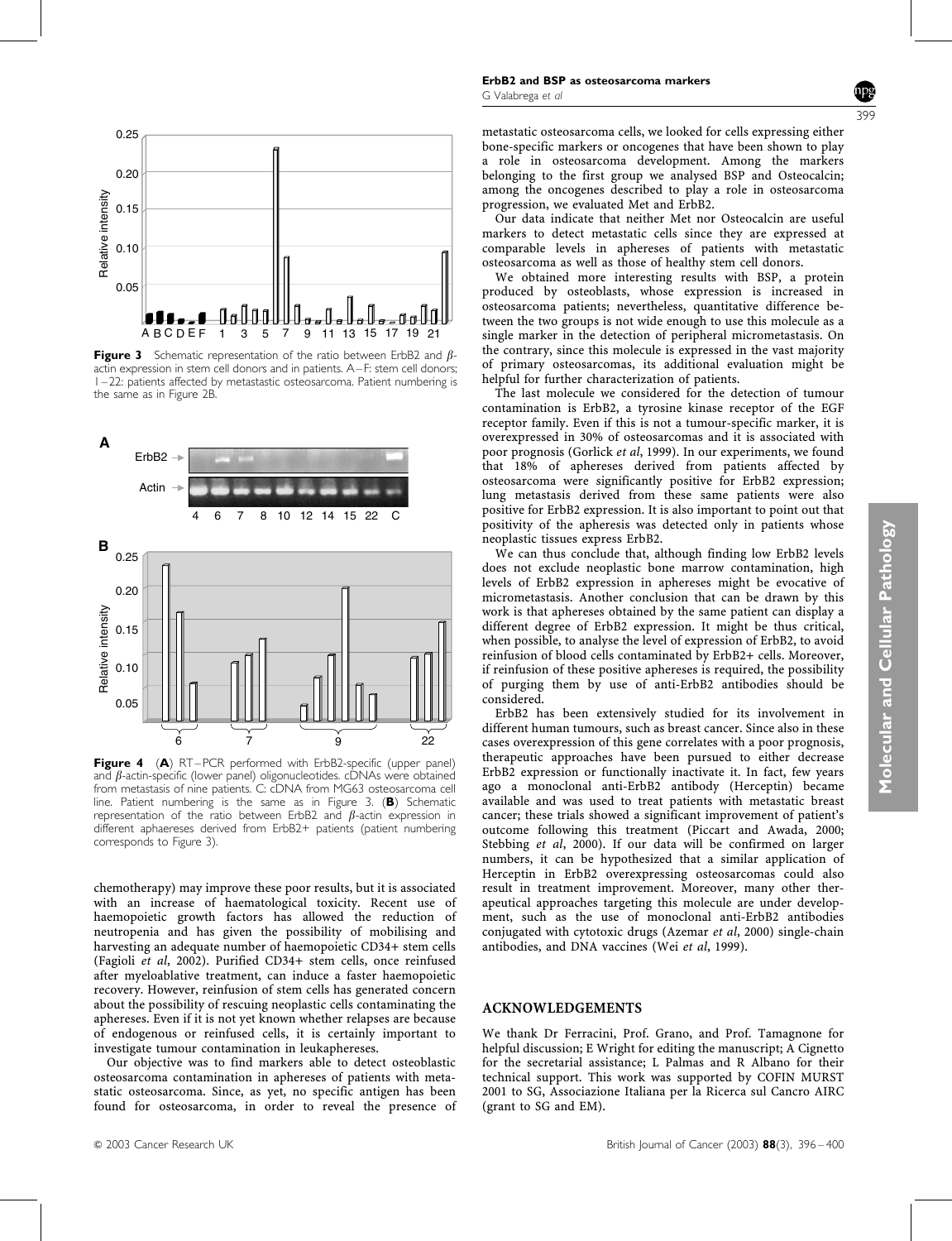**Figure 3** Schematic representation of the ratio between ErbB2 and $\beta$-actin expression in stem cell donors and in patients. A–F: stem cell donors; 1–22: patients affected by metastastic osteosarcoma. Patient numbering is the same as in Figure 2B.

**Figure 4** (**A**) RT–PCR performed with ErbB2-specific (upper panel) and $\beta$-actin-specific (lower panel) oligonucleotides. cDNAs were obtained from metastasis of nine patients. C: cDNA from MG63 osteosarcoma cell line. Patient numbering is the same as in Figure 3. (**B**) Schematic representation of the ratio between ErbB2 and $\beta$-actin expression in different aphaereses derived from ErbB2+ patients (patient numbering corresponds to Figure 3).

chemotherapy) may improve these poor results, but it is associated with an increase of haematological toxicity. Recent use of haemopoietic growth factors has allowed the reduction of neutropenia and has given the possibility of mobilising and harvesting an adequate number of haemopoietic CD34+ stem cells (Fagioli *et al*, 2002). Purified CD34+ stem cells, once reinfused after myeloablative treatment, can induce a faster haemopoietic recovery. However, reinfusion of stem cells has generated concern about the possibility of rescuing neoplastic cells contaminating the aphereses. Even if it is not yet known whether relapses are because of endogenous or reinfused cells, it is certainly important to investigate tumour contamination in leukaphereses.

Our objective was to find markers able to detect osteoblastic osteosarcoma contamination in aphereses of patients with metastatic osteosarcoma. Since, as yet, no specific antigen has been found for osteosarcoma, in order to reveal the presence of metastatic osteosarcoma cells, we looked for cells expressing either bone-specific markers or oncogenes that have been shown to play a role in osteosarcoma development. Among the markers belonging to the first group we analysed BSP and Osteocalcin; among the oncogenes described to play a role in osteosarcoma progression, we evaluated Met and ErbB2.

Our data indicate that neither Met nor Osteocalcin are useful markers to detect metastatic cells since they are expressed at comparable levels in aphereses of patients with metastatic osteosarcoma as well as those of healthy stem cell donors.

We obtained more interesting results with BSP, a protein produced by osteoblasts, whose expression is increased in osteosarcoma patients; nevertheless, quantitative difference between the two groups is not wide enough to use this molecule as a single marker in the detection of peripheral micrometastasis. On the contrary, since this molecule is expressed in the vast majority of primary osteosarcomas, its additional evaluation might be helpful for further characterization of patients.

The last molecule we considered for the detection of tumour contamination is ErbB2, a tyrosine kinase receptor of the EGF receptor family. Even if this is not a tumour-specific marker, it is overexpressed in 30% of osteosarcomas and it is associated with poor prognosis (Gorlick *et al*, 1999). In our experiments, we found that 18% of aphereses derived from patients affected by osteosarcoma were significantly positive for ErbB2 expression; lung metastasis derived from these same patients were also positive for ErbB2 expression. It is also important to point out that positivity of the apheresis was detected only in patients whose neoplastic tissues express ErbB2.

We can thus conclude that, although finding low ErbB2 levels does not exclude neoplastic bone marrow contamination, high levels of ErbB2 expression in aphereses might be evocative of micrometastasis. Another conclusion that can be drawn by this work is that aphereses obtained by the same patient can display a different degree of ErbB2 expression. It might be thus critical, when possible, to analyse the level of expression of ErbB2, to avoid reinfusion of blood cells contaminated by ErbB2+ cells. Moreover, if reinfusion of these positive aphereses is required, the possibility of purging them by use of anti-ErbB2 antibodies should be considered.

ErbB2 has been extensively studied for its involvement in different human tumours, such as breast cancer. Since also in these cases overexpression of this gene correlates with a poor prognosis, therapeutic approaches have been pursued to either decrease ErbB2 expression or functionally inactivate it. In fact, few years ago a monoclonal anti-ErbB2 antibody (Herceptin) became available and was used to treat patients with metastatic breast cancer; these trials showed a significant improvement of patient's outcome following this treatment (Piccart and Awada, 2000; Stebbing *et al*, 2000). If our data will be confirmed on larger numbers, it can be hypothesized that a similar application of Herceptin in ErbB2 overexpressing osteosarcomas could also result in treatment improvement. Moreover, many other therapeutical approaches targeting this molecule are under development, such as the use of monoclonal anti-ErbB2 antibodies conjugated with cytotoxic drugs (Azemar *et al*, 2000) single-chain antibodies, and DNA vaccines (Wei *et al*, 1999).

## ACKNOWLEDGEMENTS

We thank Dr Ferracini, Prof. Grano, and Prof. Tamagnone for helpful discussion; E Wright for editing the manuscript; A Cignetto for the secretarial assistance; L Palmas and R Albano for their technical support. This work was supported by COFIN MURST 2001 to SG, Associazione Italiana per la Ricerca sul Cancro AIRC (grant to SG and EM).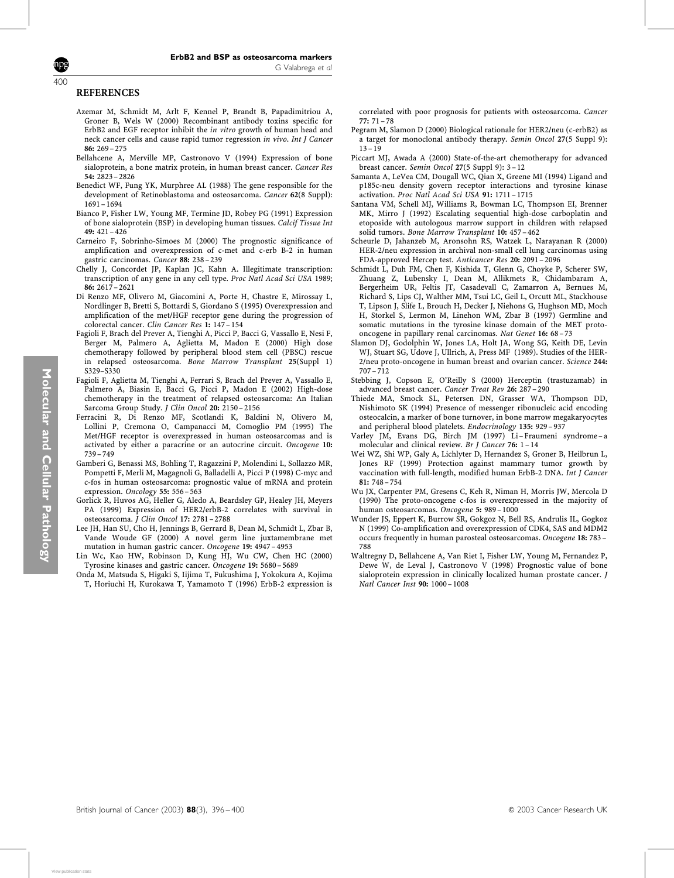## REFERENCES

Azemar M, Schmidt M, Arlt F, Kennel P, Brandt B, Papadimitriou A, Groner B, Wels W (2000) Recombinant antibody toxins specific for ErbB2 and EGF receptor inhibit the *in vitro* growth of human head and neck cancer cells and cause rapid tumor regression *in vivo*. *Int J Cancer* **86:** 269–275

Bellahcene A, Merville MP, Castronovo V (1994) Expression of bone sialoprotein, a bone matrix protein, in human breast cancer. *Cancer Res* **54:** 2823–2826

Benedict WF, Fung YK, Murphree AL (1988) The gene responsible for the development of Retinoblastoma and osteosarcoma. *Cancer* **62**(8 Suppl): 1691–1694

Bianco P, Fisher LW, Young MF, Termine JD, Robey PG (1991) Expression of bone sialoprotein (BSP) in developing human tissues. *Calcif Tissue Int* **49:** 421–426

Carneiro F, Sobrinho-Simoes M (2000) The prognostic significance of amplification and overexpression of c-met and c-erb B-2 in human gastric carcinomas. *Cancer* **88:** 238–239

Chelly J, Concordet JP, Kaplan JC, Kahn A. Illegitimate transcription: transcription of any gene in any cell type. *Proc Natl Acad Sci USA* 1989; **86:** 2617–2621

Di Renzo MF, Olivero M, Giacomini A, Porte H, Chastre E, Mirossay L, Nordlinger B, Bretti S, Bottardi S, Giordano S (1995) Overexpression and amplification of the met/HGF receptor gene during the progression of colorectal cancer. *Clin Cancer Res* **1:** 147–154

Fagioli F, Brach del Prever A, Tienghi A, Picci P, Bacci G, Vassallo E, Nesi F, Berger M, Palmero A, Aglietta M, Madon E (2000) High dose chemotherapy followed by peripheral blood stem cell (PBSC) rescue in relapsed osteosarcoma. *Bone Marrow Transplant* **25**(Suppl 1) S329–S330

Fagioli F, Aglietta M, Tienghi A, Ferrari S, Brach del Prever A, Vassallo E, Palmero A, Biasin E, Bacci G, Picci P, Madon E (2002) High-dose chemotherapy in the treatment of relapsed osteosarcoma: An Italian Sarcoma Group Study. *J Clin Oncol* **20:** 2150–2156

Ferracini R, Di Renzo MF, Scotlandi K, Baldini N, Olivero M, Lollini P, Cremona O, Campanacci M, Comoglio PM (1995) The Met/HGF receptor is overexpressed in human osteosarcomas and is activated by either a paracrine or an autocrine circuit. *Oncogene* **10:** 739–749

Gamberi G, Benassi MS, Bohling T, Ragazzini P, Molendini L, Sollazzo MR, Pompetti F, Merli M, Magagnoli G, Balladelli A, Picci P (1998) C-myc and c-fos in human osteosarcoma: prognostic value of mRNA and protein expression. *Oncology* **55:** 556–563

Gorlick R, Huvos AG, Heller G, Aledo A, Beardsley GP, Healey JH, Meyers PA (1999) Expression of HER2/erbB-2 correlates with survival in osteosarcoma. *J Clin Oncol* **17:** 2781–2788

Lee JH, Han SU, Cho H, Jennings B, Gerrard B, Dean M, Schmidt L, Zbar B, Vande Woude GF (2000) A novel germ line juxtamembrane met mutation in human gastric cancer. *Oncogene* **19:** 4947–4953

Lin Wc, Kao HW, Robinson D, Kung HJ, Wu CW, Chen HC (2000) Tyrosine kinases and gastric cancer. *Oncogene* **19:** 5680–5689

Onda M, Matsuda S, Higaki S, Iijima T, Fukushima J, Yokokura A, Kojima T, Horiuchi H, Kurokawa T, Yamamoto T (1996) ErbB-2 expression is correlated with poor prognosis for patients with osteosarcoma. *Cancer* **77:** 71–78

Pegram M, Slamon D (2000) Biological rationale for HER2/neu (c-erbB2) as a target for monoclonal antibody therapy. *Semin Oncol* **27**(5 Suppl 9): 13–19

Piccart MJ, Awada A (2000) State-of-the-art chemotherapy for advanced breast cancer. *Semin Oncol* **27**(5 Suppl 9): 3–12

Samanta A, LeVea CM, Dougall WC, Qian X, Greene MI (1994) Ligand and p185c-neu density govern receptor interactions and tyrosine kinase activation. *Proc Natl Acad Sci USA* **91:** 1711–1715

Santana VM, Schell MJ, Williams R, Bowman LC, Thompson EI, Brenner MK, Mirro J (1992) Escalating sequential high-dose carboplatin and etoposide with autologous marrow support in children with relapsed solid tumors. *Bone Marrow Transplant* **10:** 457–462

Scheurle D, Jahanzeb M, Aronsohn RS, Watzek L, Narayanan R (2000) HER-2/neu expression in archival non-small cell lung carcinomas using FDA-approved Hercep test. *Anticancer Res* **20:** 2091–2096

Schmidt L, Duh FM, Chen F, Kishida T, Glenn G, Choyke P, Scherer SW, Zhuang Z, Lubensky I, Dean M, Allikmets R, Chidambaram A, Bergerheim UR, Feltis JT, Casadevall C, Zamarron A, Bernues M, Richard S, Lips CJ, Walther MM, Tsui LC, Geil L, Orcutt ML, Stackhouse T, Lipson J, Slife L, Brouch H, Decker J, Niehons G, Hughson MD, Moch H, Storkel S, Lermon M, Linehon WM, Zbar B (1997) Germline and somatic mutations in the tyrosine kinase domain of the MET proto-oncogene in papillary renal carcinomas. *Nat Genet* **16:** 68–73

Slamon DJ, Godolphin W, Jones LA, Holt JA, Wong SG, Keith DE, Levin WJ, Stuart SG, Udove J, Ullrich, A, Press MF (1989). Studies of the HER-2/neu proto-oncogene in human breast and ovarian cancer. *Science* **244:** 707–712

Stebbing J, Copson E, O'Reilly S (2000) Herceptin (trastuzamab) in advanced breast cancer. *Cancer Treat Rev* **26:** 287–290

Thiede MA, Smock SL, Petersen DN, Grasser WA, Thompson DD, Nishimoto SK (1994) Presence of messenger ribonucleic acid encoding osteocalcin, a marker of bone turnover, in bone marrow megakaryocytes and peripheral blood platelets. *Endocrinology* **135:** 929–937

Varley JM, Evans DG, Birch JM (1997) Li–Fraumeni syndrome–a molecular and clinical review. *Br J Cancer* **76:** 1–14

Wei WZ, Shi WP, Galy A, Lichlyter D, Hernandez S, Groner B, Heilbrun L, Jones RF (1999) Protection against mammary tumor growth by vaccination with full-length, modified human ErbB-2 DNA. *Int J Cancer* **81:** 748–754

Wu JX, Carpenter PM, Gresens C, Keh R, Niman H, Morris JW, Mercola D (1990) The proto-oncogene c-fos is overexpressed in the majority of human osteosarcomas. *Oncogene* **5:** 989–1000

Wunder JS, Eppert K, Burrow SR, Gokgoz N, Bell RS, Andrulis IL, Gokgoz N (1999) Co-amplification and overexpression of CDK4, SAS and MDM2 occurs frequently in human parosteal osteosarcomas. *Oncogene* **18:** 783–788

Waltregny D, Bellahcene A, Van Riet I, Fisher LW, Young M, Fernandez P, Dewe W, de Leval J, Castronovo V (1998) Prognostic value of bone sialoprotein expression in clinically localized human prostate cancer. *J Natl Cancer Inst* **90:** 1000–1008